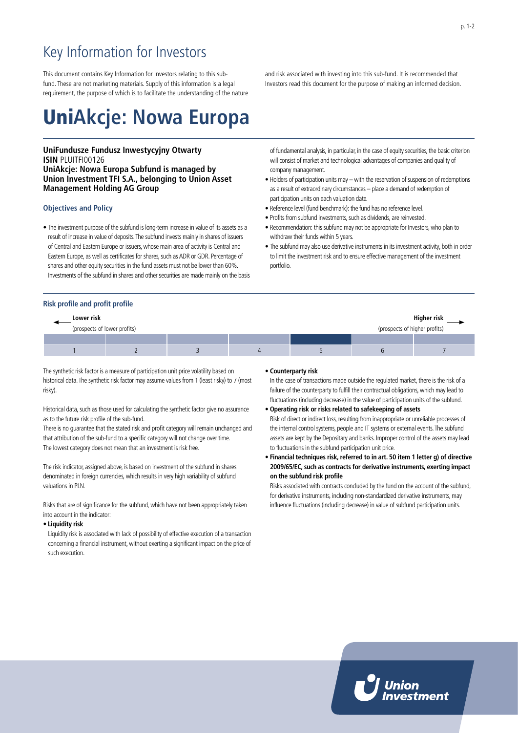# Key Information for Investors

This document contains Key Information for Investors relating to this sub-fund. These are not marketing materials. Supply of this information is a legal requirement, the purpose of which is to facilitate the understanding of the nature and risk associated with investing into this sub-fund. It is recommended that Investors read this document for the purpose of making an informed decision.

# UniAkcje: Nowa Europa

**UniFundusze Fundusz Inwestycyjny Otwarty**
**ISIN** PLUITFI00126
**UniAkcje: Nowa Europa Subfund is managed by Union Investment TFI S.A., belonging to Union Asset Management Holding AG Group**

## Objectives and Policy

- The investment purpose of the subfund is long-term increase in value of its assets as a result of increase in value of deposits. The subfund invests mainly in shares of issuers of Central and Eastern Europe or issuers, whose main area of activity is Central and Eastern Europe, as well as certificates for shares, such as ADR or GDR. Percentage of shares and other equity securities in the fund assets must not be lower than 60%. Investments of the subfund in shares and other securities are made mainly on the basis of fundamental analysis, in particular, in the case of equity securities, the basic criterion will consist of market and technological advantages of companies and quality of company management.
- Holders of participation units may – with the reservation of suspension of redemptions as a result of extraordinary circumstances – place a demand of redemption of participation units on each valuation date.
- Reference level (fund benchmark): the fund has no reference level.
- Profits from subfund investments, such as dividends, are reinvested.
- Recommendation: this subfund may not be appropriate for Investors, who plan to withdraw their funds within 5 years.
- The subfund may also use derivative instruments in its investment activity, both in order to limit the investment risk and to ensure effective management of the investment portfolio.

## Risk profile and profit profile

| **Lower risk** (prospects of lower profits) | | | | | | **Higher risk** (prospects of higher profits) |
|---|---|---|---|---|---|---|
| 1 | 2 | 3 | 4 | **5** | 6 | 7 |

The synthetic risk factor is a measure of participation unit price volatility based on historical data. The synthetic risk factor may assume values from 1 (least risky) to 7 (most risky).

Historical data, such as those used for calculating the synthetic factor give no assurance as to the future risk profile of the sub-fund.
There is no guarantee that the stated risk and profit category will remain unchanged and that attribution of the sub-fund to a specific category will not change over time.
The lowest category does not mean that an investment is risk free.

The risk indicator, assigned above, is based on investment of the subfund in shares denominated in foreign currencies, which results in very high variability of subfund valuations in PLN.

Risks that are of significance for the subfund, which have not been appropriately taken into account in the indicator:

- **Liquidity risk**
  Liquidity risk is associated with lack of possibility of effective execution of a transaction concerning a financial instrument, without exerting a significant impact on the price of such execution.
- **Counterparty risk**
  In the case of transactions made outside the regulated market, there is the risk of a failure of the counterparty to fulfill their contractual obligations, which may lead to fluctuations (including decrease) in the value of participation units of the subfund.
- **Operating risk or risks related to safekeeping of assets**
  Risk of direct or indirect loss, resulting from inappropriate or unreliable processes of the internal control systems, people and IT systems or external events. The subfund assets are kept by the Depositary and banks. Improper control of the assets may lead to fluctuations in the subfund participation unit price.
- **Financial techniques risk, referred to in art. 50 item 1 letter g) of directive 2009/65/EC, such as contracts for derivative instruments, exerting impact on the subfund risk profile**
  Risks associated with contracts concluded by the fund on the account of the subfund, for derivative instruments, including non-standardized derivative instruments, may influence fluctuations (including decrease) in value of subfund participation units.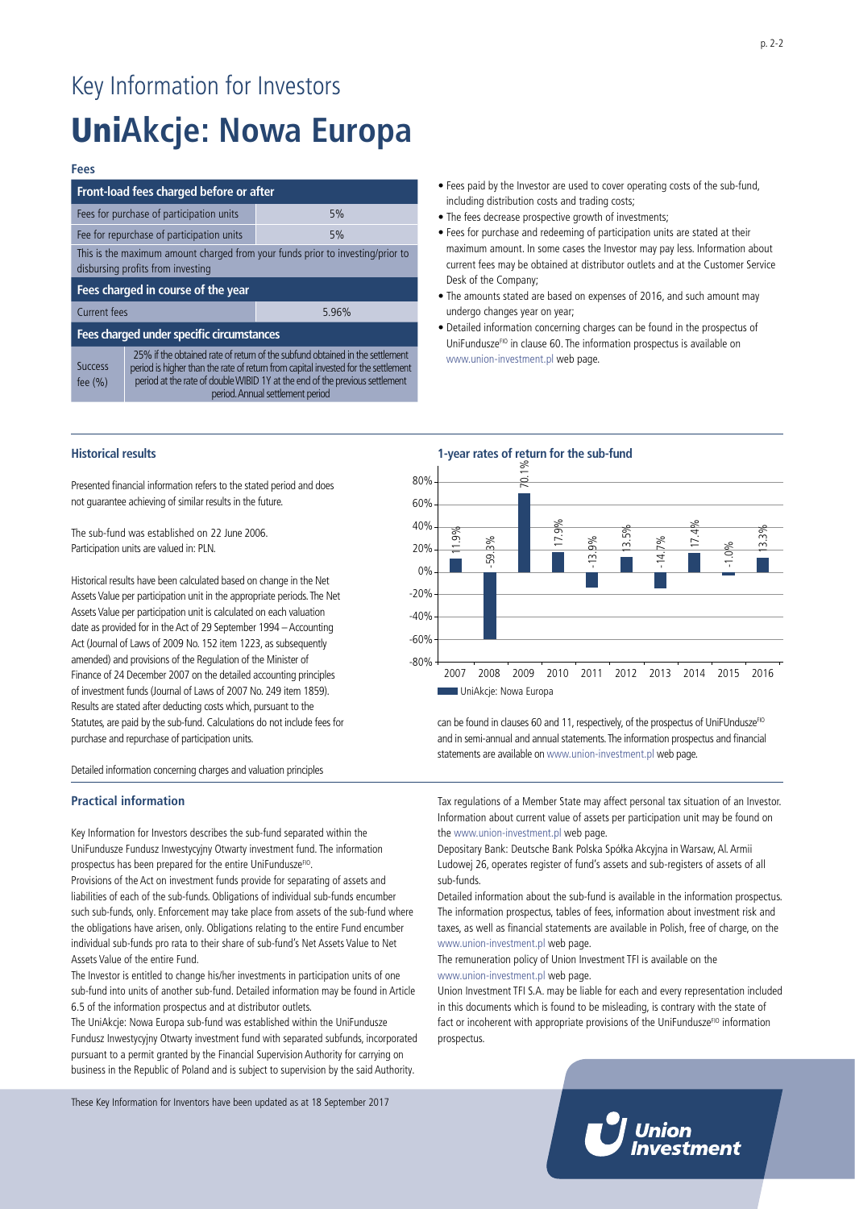# Key Information for Investors

# UniAkcje: Nowa Europa

**Fees**

| Front-load fees charged before or after | |
|---|---|
| Fees for purchase of participation units | 5% |
| Fee for repurchase of participation units | 5% |
| This is the maximum amount charged from your funds prior to investing/prior to disbursing profits from investing | |
| **Fees charged in course of the year** | |
| Current fees | 5.96% |
| **Fees charged under specific circumstances** | |
| Success fee (%) | 25% if the obtained rate of return of the subfund obtained in the settlement period is higher than the rate of return from capital invested for the settlement period at the rate of double WIBID 1Y at the end of the previous settlement period. Annual settlement period |

- Fees paid by the Investor are used to cover operating costs of the sub-fund, including distribution costs and trading costs;
- The fees decrease prospective growth of investments;
- Fees for purchase and redeeming of participation units are stated at their maximum amount. In some cases the Investor may pay less. Information about current fees may be obtained at distributor outlets and at the Customer Service Desk of the Company;
- The amounts stated are based on expenses of 2016, and such amount may undergo changes year on year;
- Detailed information concerning charges can be found in the prospectus of UniFundusze[FIO] in clause 60. The information prospectus is available on www.union-investment.pl web page.

**Historical results**

Presented financial information refers to the stated period and does not guarantee achieving of similar results in the future.

The sub-fund was established on 22 June 2006. Participation units are valued in: PLN.

Historical results have been calculated based on change in the Net Assets Value per participation unit in the appropriate periods. The Net Assets Value per participation unit is calculated on each valuation date as provided for in the Act of 29 September 1994 – Accounting Act (Journal of Laws of 2009 No. 152 item 1223, as subsequently amended) and provisions of the Regulation of the Minister of Finance of 24 December 2007 on the detailed accounting principles of investment funds (Journal of Laws of 2007 No. 249 item 1859). Results are stated after deducting costs which, pursuant to the Statutes, are paid by the sub-fund. Calculations do not include fees for purchase and repurchase of participation units.

**1-year rates of return for the sub-fund**

11.9%
-59.3%
70.1%
17.9%
-13.9%
13.5%
-14.7%
17.4%
-1.0%
13.3%

80%
60%
40%
20%
0%
-20%
-40%
-60%
-80%

2007 2008 2009 2010 2011 2012 2013 2014 2015 2016

UniAkcje: Nowa Europa

Detailed information concerning charges and valuation principles can be found in clauses 60 and 11, respectively, of the prospectus of UniFUndusze[FIO] and in semi-annual and annual statements. The information prospectus and financial statements are available on www.union-investment.pl web page.

**Practical information**

Key Information for Investors describes the sub-fund separated within the UniFundusze Fundusz Inwestycyjny Otwarty investment fund. The information prospectus has been prepared for the entire UniFundusze[FIO].

Provisions of the Act on investment funds provide for separating of assets and liabilities of each of the sub-funds. Obligations of individual sub-funds encumber such sub-funds, only. Enforcement may take place from assets of the sub-fund where the obligations have arisen, only. Obligations relating to the entire Fund encumber individual sub-funds pro rata to their share of sub-fund's Net Assets Value to Net Assets Value of the entire Fund.

The Investor is entitled to change his/her investments in participation units of one sub-fund into units of another sub-fund. Detailed information may be found in Article 6.5 of the information prospectus and at distributor outlets.

The UniAkcje: Nowa Europa sub-fund was established within the UniFundusze Fundusz Inwestycyjny Otwarty investment fund with separated subfunds, incorporated pursuant to a permit granted by the Financial Supervision Authority for carrying on business in the Republic of Poland and is subject to supervision by the said Authority.

Tax regulations of a Member State may affect personal tax situation of an Investor. Information about current value of assets per participation unit may be found on the www.union-investment.pl web page.

Depositary Bank: Deutsche Bank Polska Spółka Akcyjna in Warsaw, Al. Armii Ludowej 26, operates register of fund's assets and sub-registers of assets of all sub-funds.

Detailed information about the sub-fund is available in the information prospectus. The information prospectus, tables of fees, information about investment risk and taxes, as well as financial statements are available in Polish, free of charge, on the www.union-investment.pl web page.

The remuneration policy of Union Investment TFI is available on the www.union-investment.pl web page.

Union Investment TFI S.A. may be liable for each and every representation included in this documents which is found to be misleading, is contrary with the state of fact or incoherent with appropriate provisions of the UniFundusze[FIO] information prospectus.

These Key Information for Inventors have been updated as at 18 September 2017

Union Investment